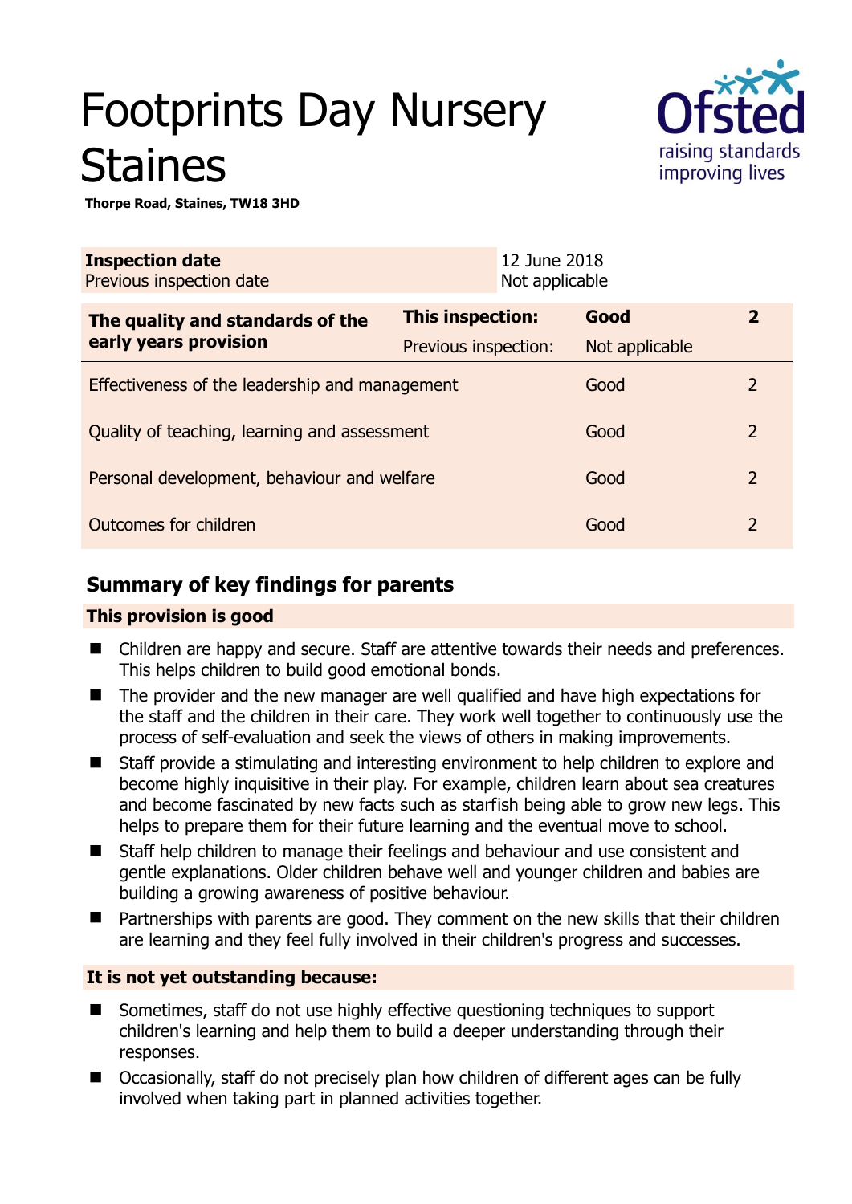# Footprints Day Nursery Staines

**Thorpe Road, Staines, TW18 3HD**

| **Inspection date** | 12 June 2018 |
|---|---|
| Previous inspection date | Not applicable |

| **The quality and standards of the early years provision** | **This inspection:** | **Good** | **2** |
|---|---|---|---|
| | Previous inspection: | Not applicable | |
| Effectiveness of the leadership and management | | Good | 2 |
| Quality of teaching, learning and assessment | | Good | 2 |
| Personal development, behaviour and welfare | | Good | 2 |
| Outcomes for children | | Good | 2 |

## Summary of key findings for parents

### This provision is good

- Children are happy and secure. Staff are attentive towards their needs and preferences. This helps children to build good emotional bonds.
- The provider and the new manager are well qualified and have high expectations for the staff and the children in their care. They work well together to continuously use the process of self-evaluation and seek the views of others in making improvements.
- Staff provide a stimulating and interesting environment to help children to explore and become highly inquisitive in their play. For example, children learn about sea creatures and become fascinated by new facts such as starfish being able to grow new legs. This helps to prepare them for their future learning and the eventual move to school.
- Staff help children to manage their feelings and behaviour and use consistent and gentle explanations. Older children behave well and younger children and babies are building a growing awareness of positive behaviour.
- Partnerships with parents are good. They comment on the new skills that their children are learning and they feel fully involved in their children's progress and successes.

### It is not yet outstanding because:

- Sometimes, staff do not use highly effective questioning techniques to support children's learning and help them to build a deeper understanding through their responses.
- Occasionally, staff do not precisely plan how children of different ages can be fully involved when taking part in planned activities together.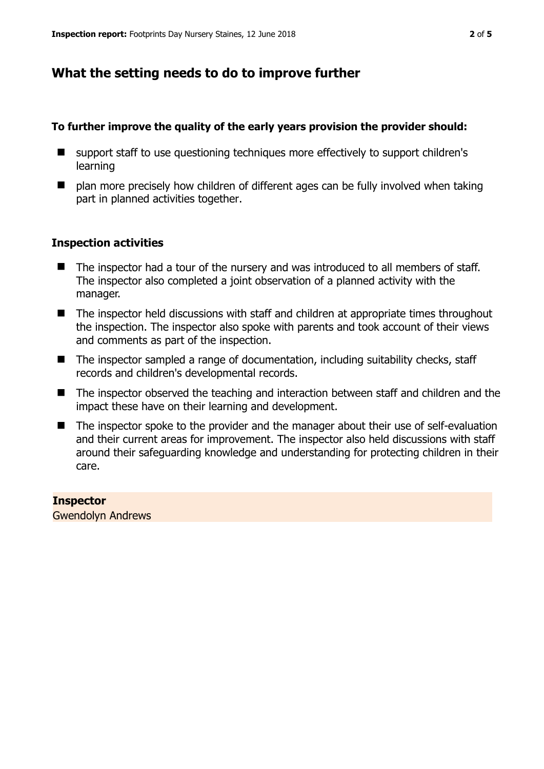## What the setting needs to do to improve further

**To further improve the quality of the early years provision the provider should:**

- support staff to use questioning techniques more effectively to support children's learning
- plan more precisely how children of different ages can be fully involved when taking part in planned activities together.

### Inspection activities

- The inspector had a tour of the nursery and was introduced to all members of staff. The inspector also completed a joint observation of a planned activity with the manager.
- The inspector held discussions with staff and children at appropriate times throughout the inspection. The inspector also spoke with parents and took account of their views and comments as part of the inspection.
- The inspector sampled a range of documentation, including suitability checks, staff records and children's developmental records.
- The inspector observed the teaching and interaction between staff and children and the impact these have on their learning and development.
- The inspector spoke to the provider and the manager about their use of self-evaluation and their current areas for improvement. The inspector also held discussions with staff around their safeguarding knowledge and understanding for protecting children in their care.

**Inspector**
Gwendolyn Andrews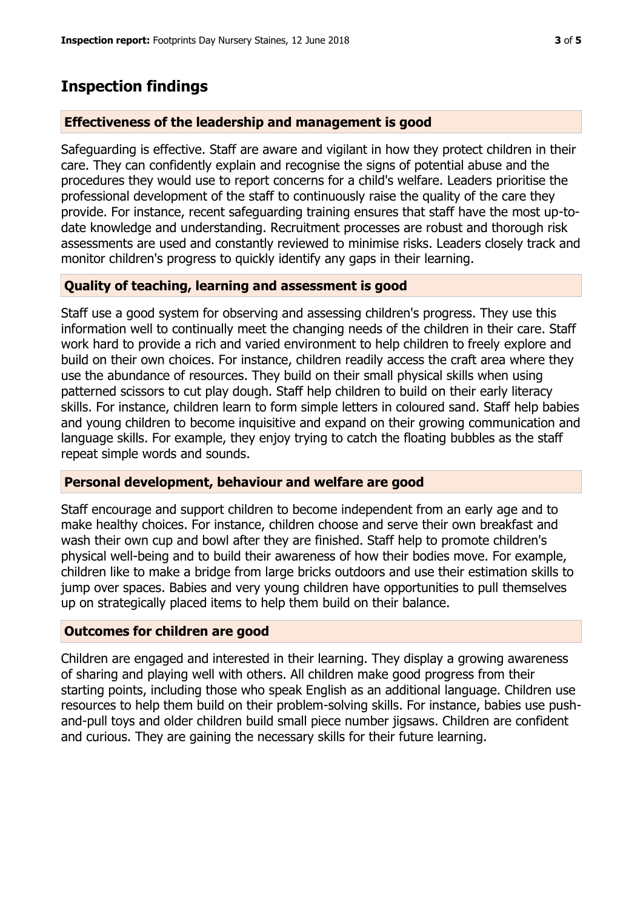## Inspection findings

### Effectiveness of the leadership and management is good

Safeguarding is effective. Staff are aware and vigilant in how they protect children in their care. They can confidently explain and recognise the signs of potential abuse and the procedures they would use to report concerns for a child's welfare. Leaders prioritise the professional development of the staff to continuously raise the quality of the care they provide. For instance, recent safeguarding training ensures that staff have the most up-to-date knowledge and understanding. Recruitment processes are robust and thorough risk assessments are used and constantly reviewed to minimise risks. Leaders closely track and monitor children's progress to quickly identify any gaps in their learning.

### Quality of teaching, learning and assessment is good

Staff use a good system for observing and assessing children's progress. They use this information well to continually meet the changing needs of the children in their care. Staff work hard to provide a rich and varied environment to help children to freely explore and build on their own choices. For instance, children readily access the craft area where they use the abundance of resources. They build on their small physical skills when using patterned scissors to cut play dough. Staff help children to build on their early literacy skills. For instance, children learn to form simple letters in coloured sand. Staff help babies and young children to become inquisitive and expand on their growing communication and language skills. For example, they enjoy trying to catch the floating bubbles as the staff repeat simple words and sounds.

### Personal development, behaviour and welfare are good

Staff encourage and support children to become independent from an early age and to make healthy choices. For instance, children choose and serve their own breakfast and wash their own cup and bowl after they are finished. Staff help to promote children's physical well-being and to build their awareness of how their bodies move. For example, children like to make a bridge from large bricks outdoors and use their estimation skills to jump over spaces. Babies and very young children have opportunities to pull themselves up on strategically placed items to help them build on their balance.

### Outcomes for children are good

Children are engaged and interested in their learning. They display a growing awareness of sharing and playing well with others. All children make good progress from their starting points, including those who speak English as an additional language. Children use resources to help them build on their problem-solving skills. For instance, babies use push-and-pull toys and older children build small piece number jigsaws. Children are confident and curious. They are gaining the necessary skills for their future learning.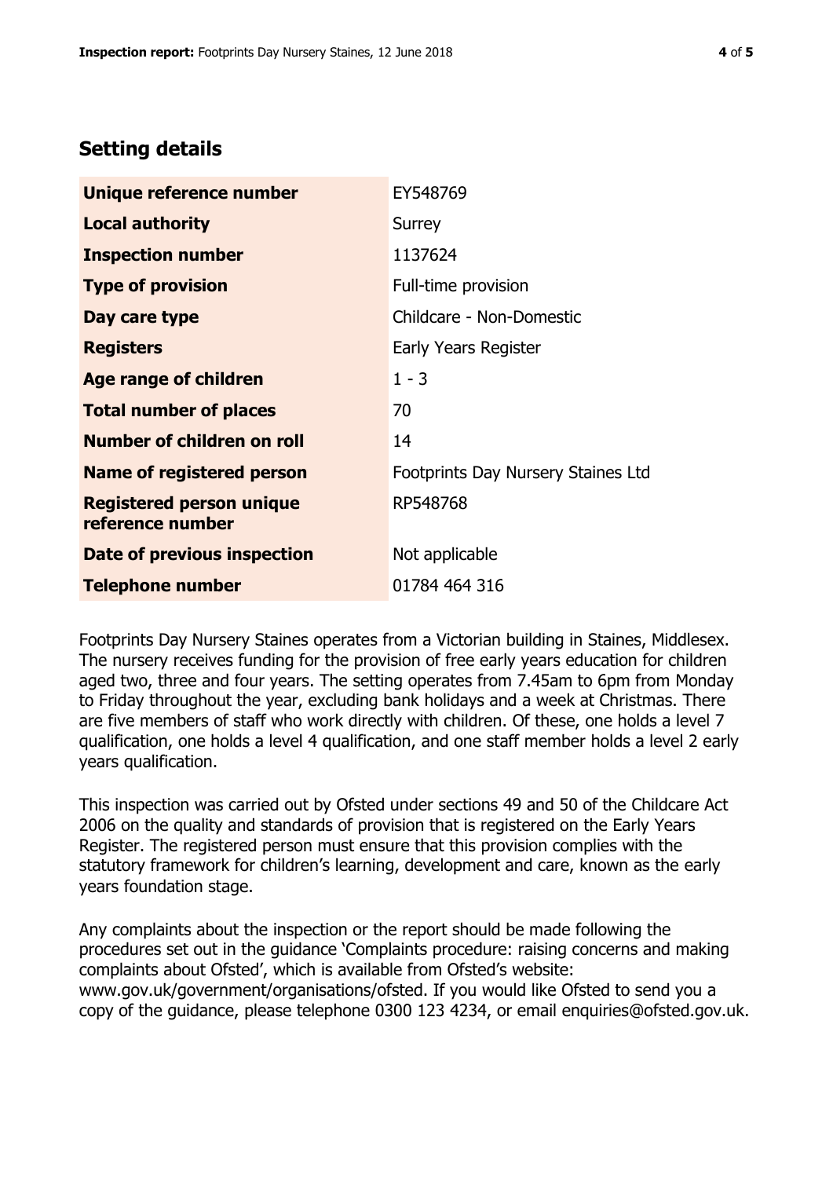## Setting details

| | |
|---|---|
| **Unique reference number** | EY548769 |
| **Local authority** | Surrey |
| **Inspection number** | 1137624 |
| **Type of provision** | Full-time provision |
| **Day care type** | Childcare - Non-Domestic |
| **Registers** | Early Years Register |
| **Age range of children** | 1 - 3 |
| **Total number of places** | 70 |
| **Number of children on roll** | 14 |
| **Name of registered person** | Footprints Day Nursery Staines Ltd |
| **Registered person unique reference number** | RP548768 |
| **Date of previous inspection** | Not applicable |
| **Telephone number** | 01784 464 316 |

Footprints Day Nursery Staines operates from a Victorian building in Staines, Middlesex. The nursery receives funding for the provision of free early years education for children aged two, three and four years. The setting operates from 7.45am to 6pm from Monday to Friday throughout the year, excluding bank holidays and a week at Christmas. There are five members of staff who work directly with children. Of these, one holds a level 7 qualification, one holds a level 4 qualification, and one staff member holds a level 2 early years qualification.

This inspection was carried out by Ofsted under sections 49 and 50 of the Childcare Act 2006 on the quality and standards of provision that is registered on the Early Years Register. The registered person must ensure that this provision complies with the statutory framework for children's learning, development and care, known as the early years foundation stage.

Any complaints about the inspection or the report should be made following the procedures set out in the guidance 'Complaints procedure: raising concerns and making complaints about Ofsted', which is available from Ofsted's website: www.gov.uk/government/organisations/ofsted. If you would like Ofsted to send you a copy of the guidance, please telephone 0300 123 4234, or email enquiries@ofsted.gov.uk.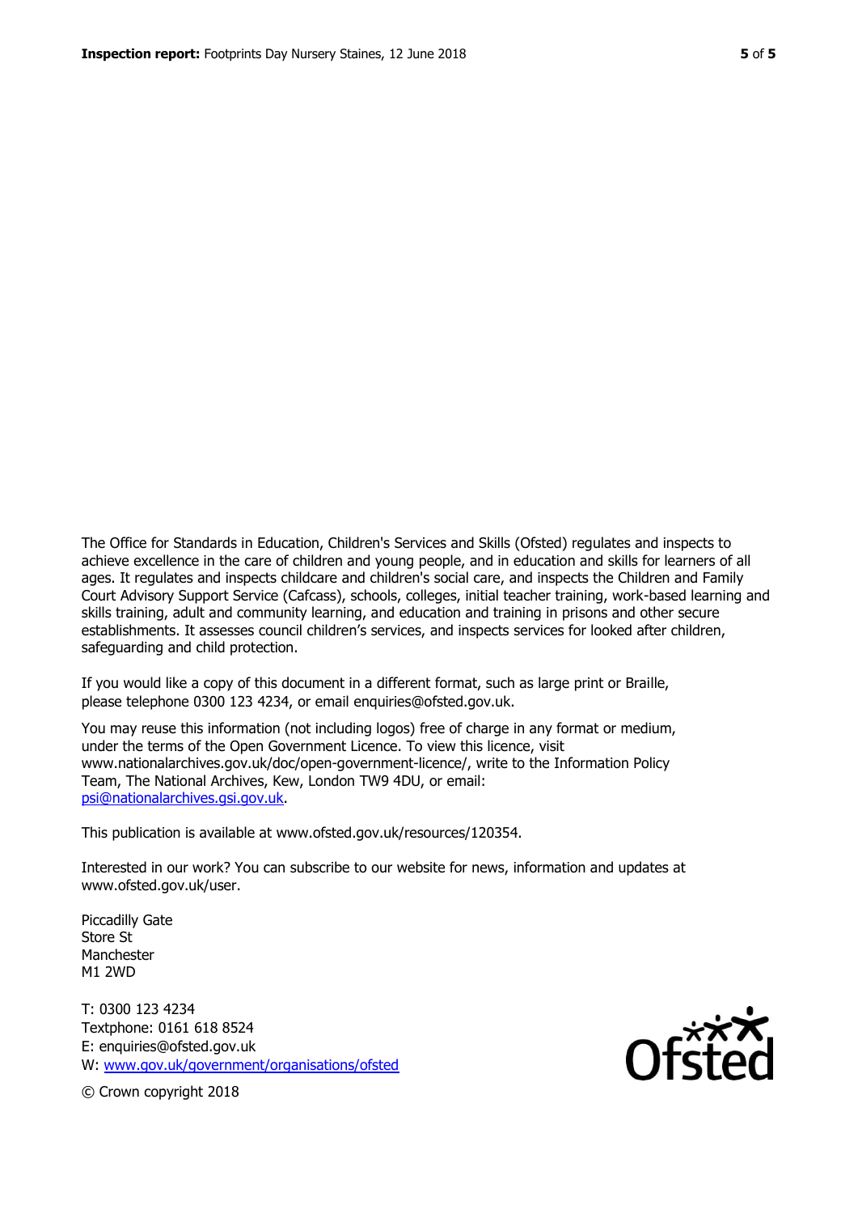The Office for Standards in Education, Children's Services and Skills (Ofsted) regulates and inspects to achieve excellence in the care of children and young people, and in education and skills for learners of all ages. It regulates and inspects childcare and children's social care, and inspects the Children and Family Court Advisory Support Service (Cafcass), schools, colleges, initial teacher training, work-based learning and skills training, adult and community learning, and education and training in prisons and other secure establishments. It assesses council children's services, and inspects services for looked after children, safeguarding and child protection.

If you would like a copy of this document in a different format, such as large print or Braille, please telephone 0300 123 4234, or email enquiries@ofsted.gov.uk.

You may reuse this information (not including logos) free of charge in any format or medium, under the terms of the Open Government Licence. To view this licence, visit www.nationalarchives.gov.uk/doc/open-government-licence/, write to the Information Policy Team, The National Archives, Kew, London TW9 4DU, or email: psi@nationalarchives.gsi.gov.uk.

This publication is available at www.ofsted.gov.uk/resources/120354.

Interested in our work? You can subscribe to our website for news, information and updates at www.ofsted.gov.uk/user.

Piccadilly Gate
Store St
Manchester
M1 2WD

T: 0300 123 4234
Textphone: 0161 618 8524
E: enquiries@ofsted.gov.uk
W: www.gov.uk/government/organisations/ofsted

© Crown copyright 2018